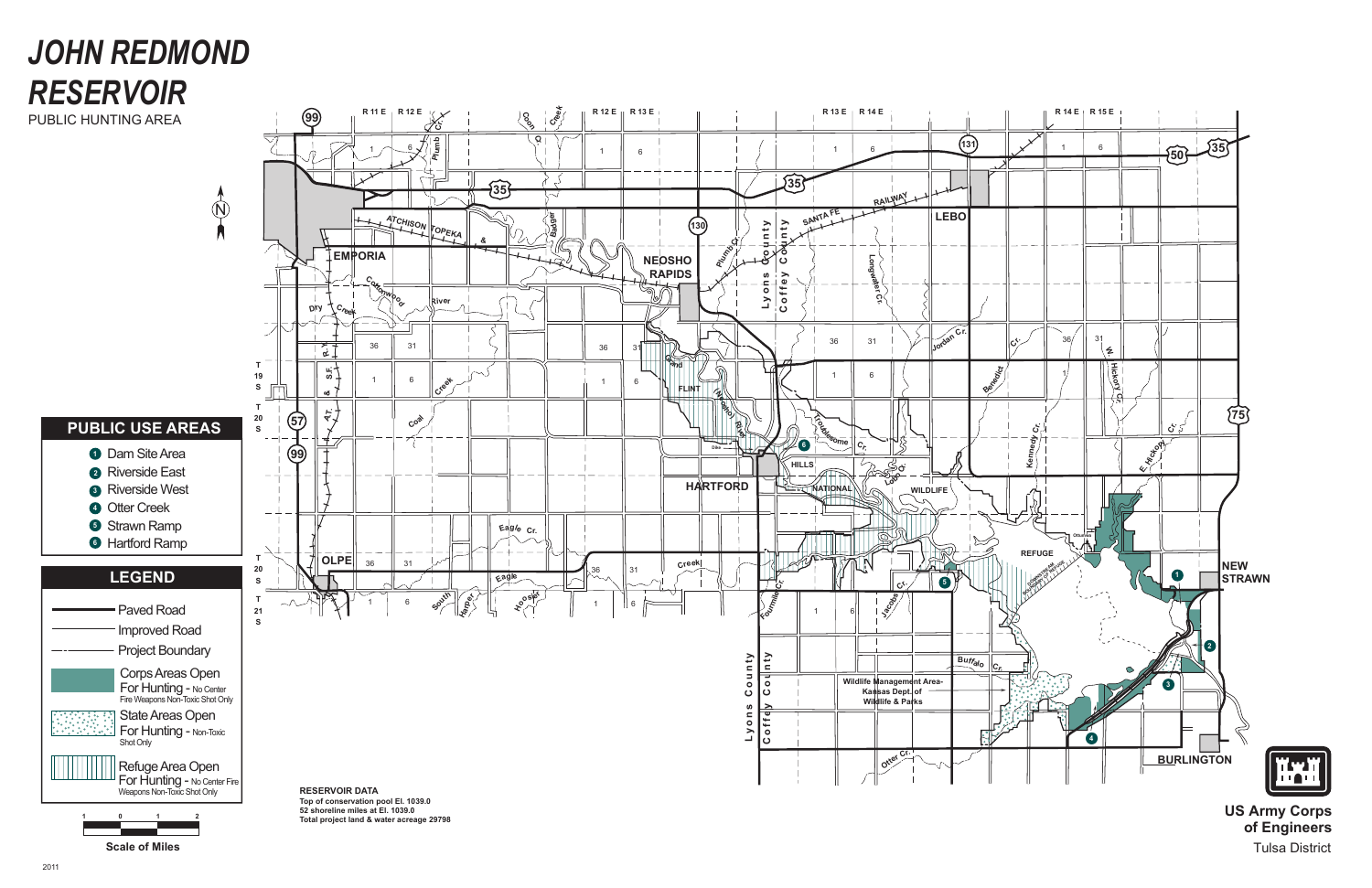# JOHN REDMOND RESERVOIR

PUBLIC HUNTING AREA

## PUBLIC USE AREAS

1. Dam Site Area
2. Riverside East
3. Riverside West
4. Otter Creek
5. Strawn Ramp
6. Hartford Ramp

## LEGEND

- Paved Road
- Improved Road
- Project Boundary
- Corps Areas Open For Hunting - No Center Fire Weapons Non-Toxic Shot Only
- State Areas Open For Hunting - Non-Toxic Shot Only
- Refuge Area Open For Hunting - No Center Fire Weapons Non-Toxic Shot Only

Scale of Miles: 1 0 1 2

**RESERVOIR DATA**
**Top of conservation pool El. 1039.0**
**52 shoreline miles at El. 1039.0**
**Total project land & water acreage 29798**

Wildlife Management Area- Kansas Dept. of Wildlife & Parks

EMPORIA · NEOSHO RAPIDS · LEBO · FLINT HILLS NATIONAL WILDLIFE REFUGE · HARTFORD · OLPE · NEW STRAWN · BURLINGTON

**US Army Corps of Engineers**
Tulsa District

2011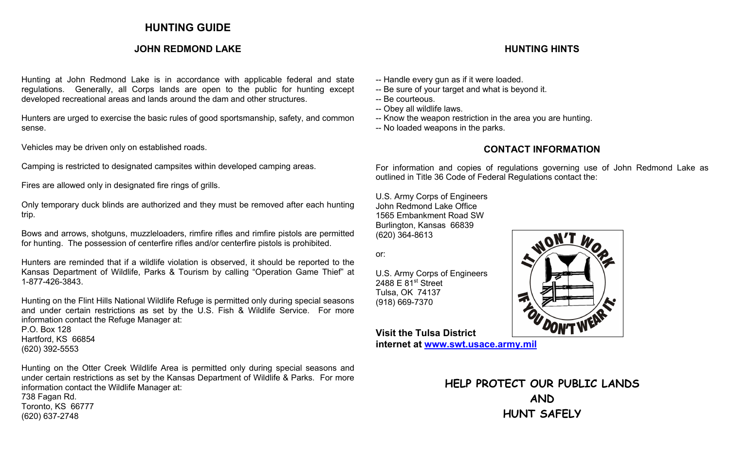# HUNTING GUIDE

## JOHN REDMOND LAKE

Hunting at John Redmond Lake is in accordance with applicable federal and state regulations. Generally, all Corps lands are open to the public for hunting except developed recreational areas and lands around the dam and other structures.

Hunters are urged to exercise the basic rules of good sportsmanship, safety, and common sense.

Vehicles may be driven only on established roads.

Camping is restricted to designated campsites within developed camping areas.

Fires are allowed only in designated fire rings of grills.

Only temporary duck blinds are authorized and they must be removed after each hunting trip.

Bows and arrows, shotguns, muzzleloaders, rimfire rifles and rimfire pistols are permitted for hunting. The possession of centerfire rifles and/or centerfire pistols is prohibited.

Hunters are reminded that if a wildlife violation is observed, it should be reported to the Kansas Department of Wildlife, Parks & Tourism by calling "Operation Game Thief" at 1-877-426-3843.

Hunting on the Flint Hills National Wildlife Refuge is permitted only during special seasons and under certain restrictions as set by the U.S. Fish & Wildlife Service. For more information contact the Refuge Manager at:
P.O. Box 128
Hartford, KS 66854
(620) 392-5553

Hunting on the Otter Creek Wildlife Area is permitted only during special seasons and under certain restrictions as set by the Kansas Department of Wildlife & Parks. For more information contact the Wildlife Manager at:
738 Fagan Rd.
Toronto, KS 66777
(620) 637-2748

## HUNTING HINTS

-- Handle every gun as if it were loaded.
-- Be sure of your target and what is beyond it.
-- Be courteous.
-- Obey all wildlife laws.
-- Know the weapon restriction in the area you are hunting.
-- No loaded weapons in the parks.

## CONTACT INFORMATION

For information and copies of regulations governing use of John Redmond Lake as outlined in Title 36 Code of Federal Regulations contact the:

U.S. Army Corps of Engineers
John Redmond Lake Office
1565 Embankment Road SW
Burlington, Kansas 66839
(620) 364-8613

or:

U.S. Army Corps of Engineers
2488 E 81st Street
Tulsa, OK 74137
(918) 669-7370

IT WON'T WORK IF YOU DON'T WEAR IT.

**Visit the Tulsa District internet at [www.swt.usace.army.mil](www.swt.usace.army.mil)**

**HELP PROTECT OUR PUBLIC LANDS AND HUNT SAFELY**